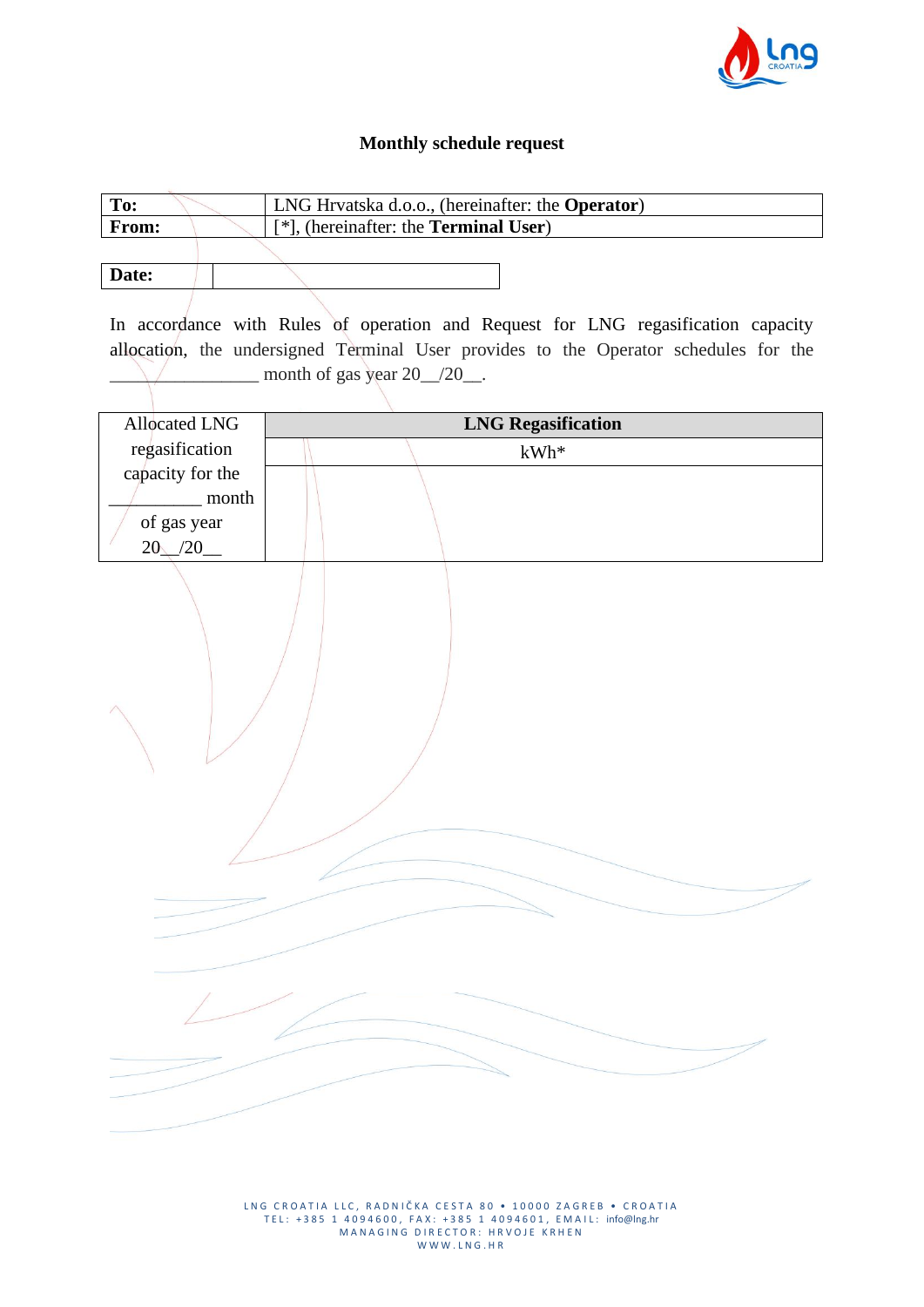# Monthly schedule request

| To: | LNG Hrvatska d.o.o., (hereinafter: the **Operator**) |
|---|---|
| **From:** | [*], (hereinafter: the **Terminal User**) |

| Date: | |
|---|---|

In accordance with Rules of operation and Request for LNG regasification capacity allocation, the undersigned Terminal User provides to the Operator schedules for the _______________ month of gas year 20__/20__.

| Allocated LNG regasification capacity for the __________ month of gas year 20__/20__ | **LNG Regasification** |
|---|---|
| | kWh* |
| | |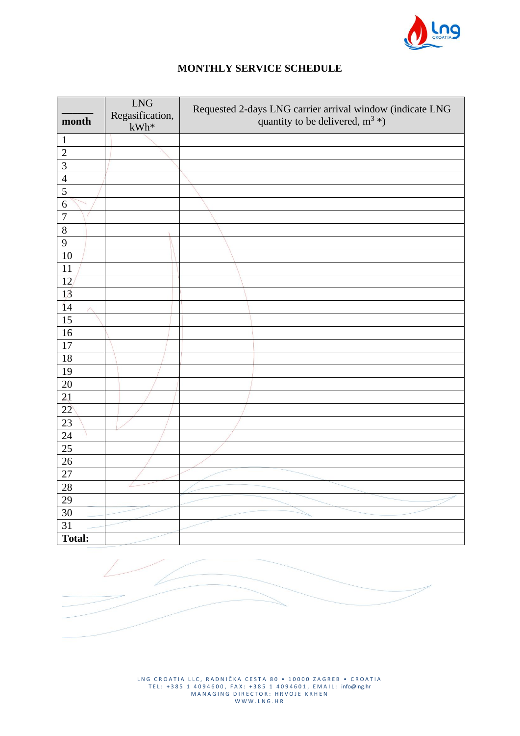# MONTHLY SERVICE SCHEDULE

| _______ month | LNG Regasification, kWh* | Requested 2-days LNG carrier arrival window (indicate LNG quantity to be delivered, $m^3$ *) |
|---|---|---|
| 1 | | |
| 2 | | |
| 3 | | |
| 4 | | |
| 5 | | |
| 6 | | |
| 7 | | |
| 8 | | |
| 9 | | |
| 10 | | |
| 11 | | |
| 12 | | |
| 13 | | |
| 14 | | |
| 15 | | |
| 16 | | |
| 17 | | |
| 18 | | |
| 19 | | |
| 20 | | |
| 21 | | |
| 22 | | |
| 23 | | |
| 24 | | |
| 25 | | |
| 26 | | |
| 27 | | |
| 28 | | |
| 29 | | |
| 30 | | |
| 31 | | |
| **Total:** | | |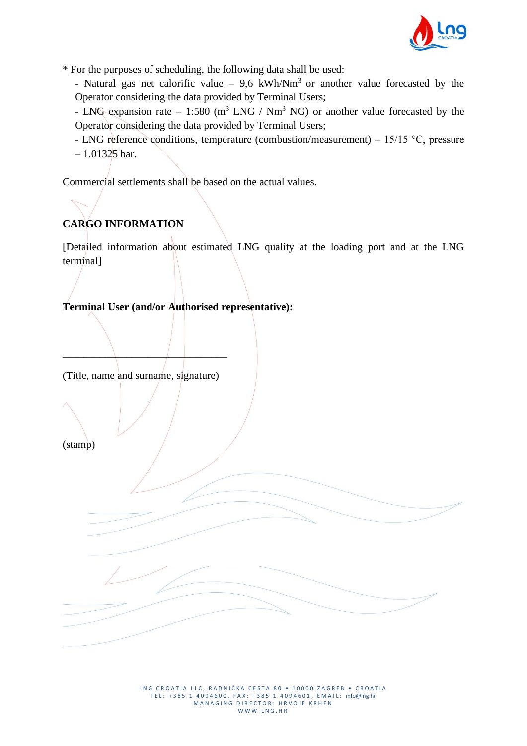* For the purposes of scheduling, the following data shall be used:

- Natural gas net calorific value – 9,6 kWh/Nm$^3$ or another value forecasted by the Operator considering the data provided by Terminal Users;
- LNG expansion rate – 1:580 (m$^3$ LNG / Nm$^3$ NG) or another value forecasted by the Operator considering the data provided by Terminal Users;
- LNG reference conditions, temperature (combustion/measurement) – 15/15 °C, pressure – 1.01325 bar.

Commercial settlements shall be based on the actual values.

**CARGO INFORMATION**

[Detailed information about estimated LNG quality at the loading port and at the LNG terminal]

**Terminal User (and/or Authorised representative):**

________________________________

(Title, name and surname, signature)

(stamp)